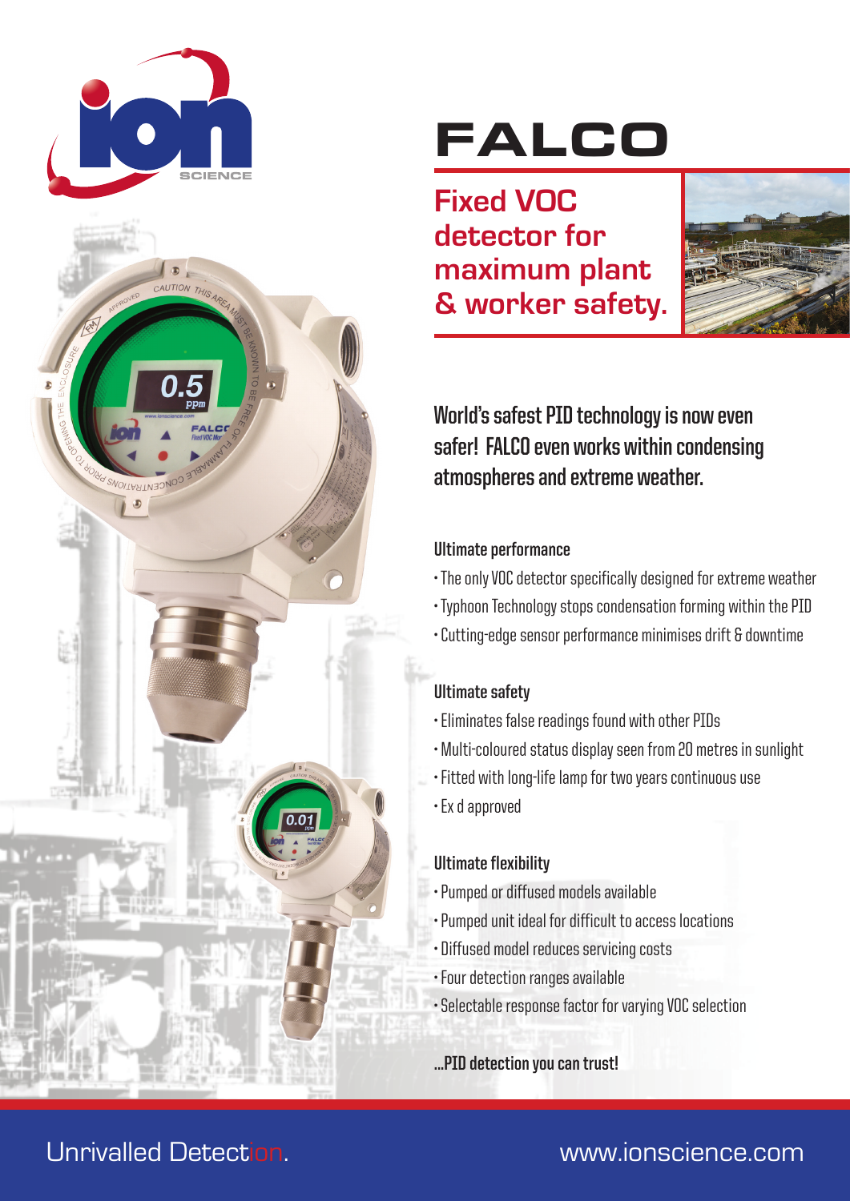# FALCO

## Fixed VOC detector for maximum plant & worker safety.

**World's safest PID technology is now even safer! FALCO even works within condensing atmospheres and extreme weather.**

### Ultimate performance

- The only VOC detector specifically designed for extreme weather
- Typhoon Technology stops condensation forming within the PID
- Cutting-edge sensor performance minimises drift & downtime

### Ultimate safety

- Eliminates false readings found with other PIDs
- Multi-coloured status display seen from 20 metres in sunlight
- Fitted with long-life lamp for two years continuous use
- Ex d approved

### Ultimate flexibility

- Pumped or diffused models available
- Pumped unit ideal for difficult to access locations
- Diffused model reduces servicing costs
- Four detection ranges available
- Selectable response factor for varying VOC selection

**...PID detection you can trust!**

Unrivalled Detection.

www.ionscience.com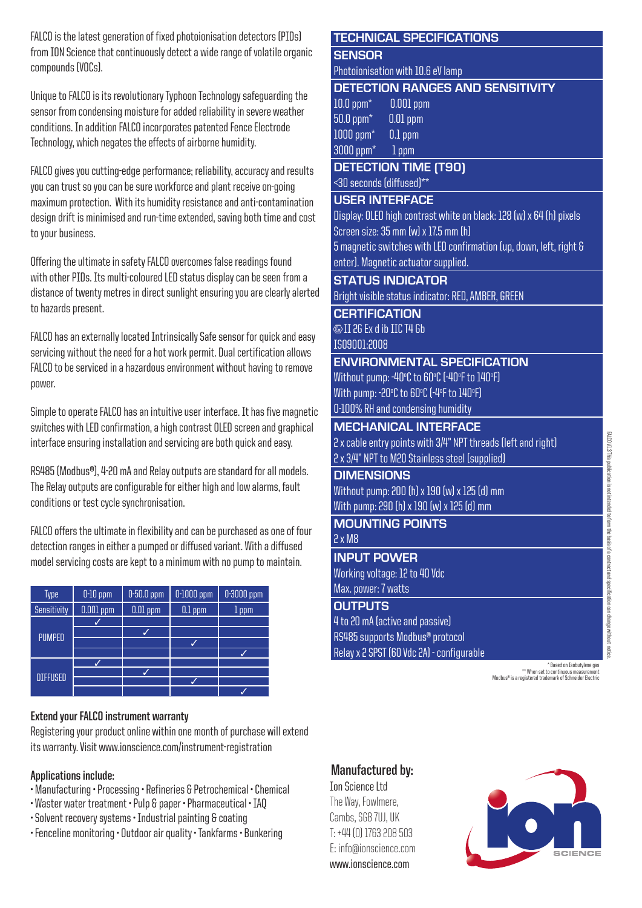FALCO is the latest generation of fixed photoionisation detectors (PIDs) from ION Science that continuously detect a wide range of volatile organic compounds (VOCs).

Unique to FALCO is its revolutionary Typhoon Technology safeguarding the sensor from condensing moisture for added reliability in severe weather conditions. In addition FALCO incorporates patented Fence Electrode Technology, which negates the effects of airborne humidity.

FALCO gives you cutting-edge performance; reliability, accuracy and results you can trust so you can be sure workforce and plant receive on-going maximum protection. With its humidity resistance and anti-contamination design drift is minimised and run-time extended, saving both time and cost to your business.

Offering the ultimate in safety FALCO overcomes false readings found with other PIDs. Its multi-coloured LED status display can be seen from a distance of twenty metres in direct sunlight ensuring you are clearly alerted to hazards present.

FALCO has an externally located Intrinsically Safe sensor for quick and easy servicing without the need for a hot work permit. Dual certification allows FALCO to be serviced in a hazardous environment without having to remove power.

Simple to operate FALCO has an intuitive user interface. It has five magnetic switches with LED confirmation, a high contrast OLED screen and graphical interface ensuring installation and servicing are both quick and easy.

RS485 (Modbus®), 4-20 mA and Relay outputs are standard for all models. The Relay outputs are configurable for either high and low alarms, fault conditions or test cycle synchronisation.

FALCO offers the ultimate in flexibility and can be purchased as one of four detection ranges in either a pumped or diffused variant. With a diffused model servicing costs are kept to a minimum with no pump to maintain.

| Type | 0-10 ppm | 0-50.0 ppm | 0-1000 ppm | 0-3000 ppm |
|---|---|---|---|---|
| Sensitivity | 0.001 ppm | 0.01 ppm | 0.1 ppm | 1 ppm |
| PUMPED | ✓ | | | |
| | | ✓ | | |
| | | | ✓ | |
| | | | | ✓ |
| DIFFUSED | ✓ | | | |
| | | ✓ | | |
| | | | ✓ | |
| | | | | ✓ |

**Extend your FALCO instrument warranty**

Registering your product online within one month of purchase will extend its warranty. Visit www.ionscience.com/instrument-registration

**Applications include:**

- Manufacturing • Processing • Refineries & Petrochemical • Chemical
- Waster water treatment • Pulp & paper • Pharmaceutical • IAQ
- Solvent recovery systems • Industrial painting & coating
- Fenceline monitoring • Outdoor air quality • Tankfarms • Bunkering

## TECHNICAL SPECIFICATIONS

### SENSOR

Photoionisation with 10.6 eV lamp

### DETECTION RANGES AND SENSITIVITY

10.0 ppm* 0.001 ppm
50.0 ppm* 0.01 ppm
1000 ppm* 0.1 ppm
3000 ppm* 1 ppm

### DETECTION TIME (T90)

<30 seconds (diffused)**

### USER INTERFACE

Display: OLED high contrast white on black: 128 (w) x 64 (h) pixels
Screen size: 35 mm (w) x 17.5 mm (h)
5 magnetic switches with LED confirmation (up, down, left, right & enter). Magnetic actuator supplied.

### STATUS INDICATOR

Bright visible status indicator: RED, AMBER, GREEN

### CERTIFICATION

⟨Ex⟩ II 2G Ex d ib IIC T4 Gb
ISO9001:2008

### ENVIRONMENTAL SPECIFICATION

Without pump: -40ºC to 60ºC (-40ºF to 140ºF)
With pump: -20ºC to 60ºC (-4ºF to 140ºF)
0-100% RH and condensing humidity

### MECHANICAL INTERFACE

2 x cable entry points with 3/4" NPT threads (left and right)
2 x 3/4" NPT to M20 Stainless steel (supplied)

### DIMENSIONS

Without pump: 200 (h) x 190 (w) x 125 (d) mm
With pump: 290 (h) x 190 (w) x 125 (d) mm

### MOUNTING POINTS

2 x M8

### INPUT POWER

Working voltage: 12 to 40 Vdc
Max. power: 7 watts

### OUTPUTS

4 to 20 mA (active and passive)
RS485 supports Modbus® protocol
Relay x 2 SPST (60 Vdc 2A) - configurable

\* Based on Isobutylene gas
\*\* When set to continuous measurement
Modbus® is a registered trademark of Schneider Electric

FALCO V1.3 This publication is not intended to form the basis of a contract and specification can change without notice.

**Manufactured by:**

Ion Science Ltd
The Way, Fowlmere,
Cambs, SG8 7UJ, UK
T: +44 (0) 1763 208 503
E: info@ionscience.com
www.ionscience.com

ion SCIENCE